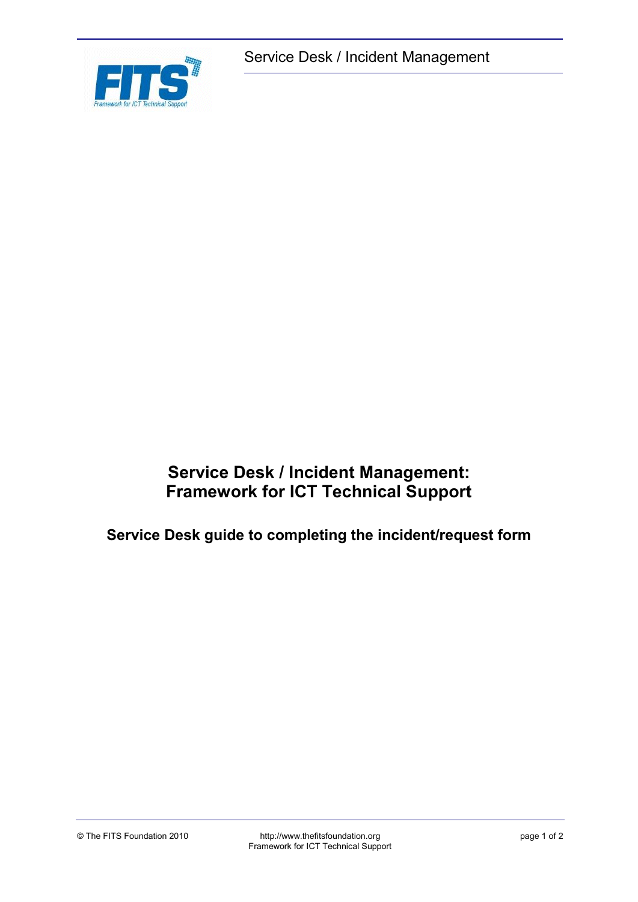# Service Desk / Incident Management: Framework for ICT Technical Support

## Service Desk guide to completing the incident/request form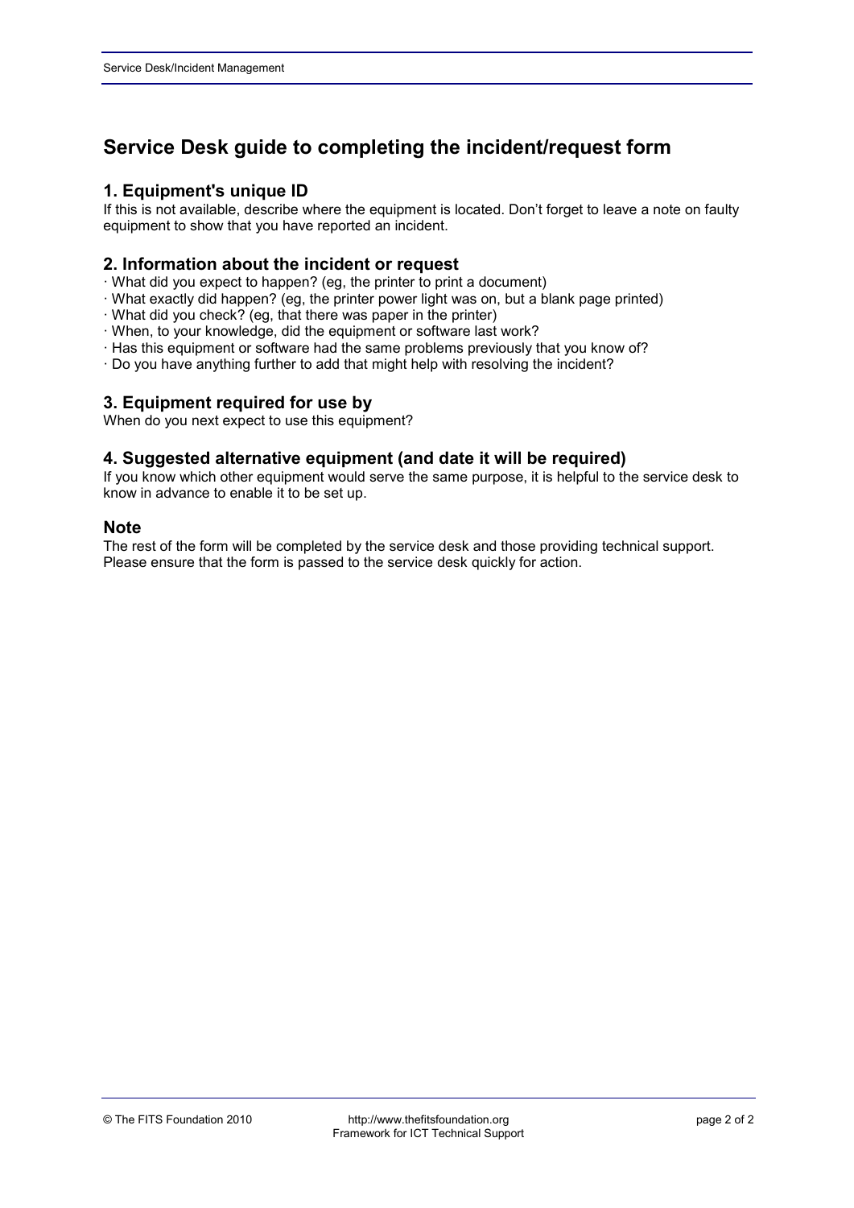# Service Desk guide to completing the incident/request form

## 1. Equipment's unique ID

If this is not available, describe where the equipment is located. Don't forget to leave a note on faulty equipment to show that you have reported an incident.

## 2. Information about the incident or request

- What did you expect to happen? (eg, the printer to print a document)
- What exactly did happen? (eg, the printer power light was on, but a blank page printed)
- What did you check? (eg, that there was paper in the printer)
- When, to your knowledge, did the equipment or software last work?
- Has this equipment or software had the same problems previously that you know of?
- Do you have anything further to add that might help with resolving the incident?

## 3. Equipment required for use by

When do you next expect to use this equipment?

## 4. Suggested alternative equipment (and date it will be required)

If you know which other equipment would serve the same purpose, it is helpful to the service desk to know in advance to enable it to be set up.

## Note

The rest of the form will be completed by the service desk and those providing technical support. Please ensure that the form is passed to the service desk quickly for action.